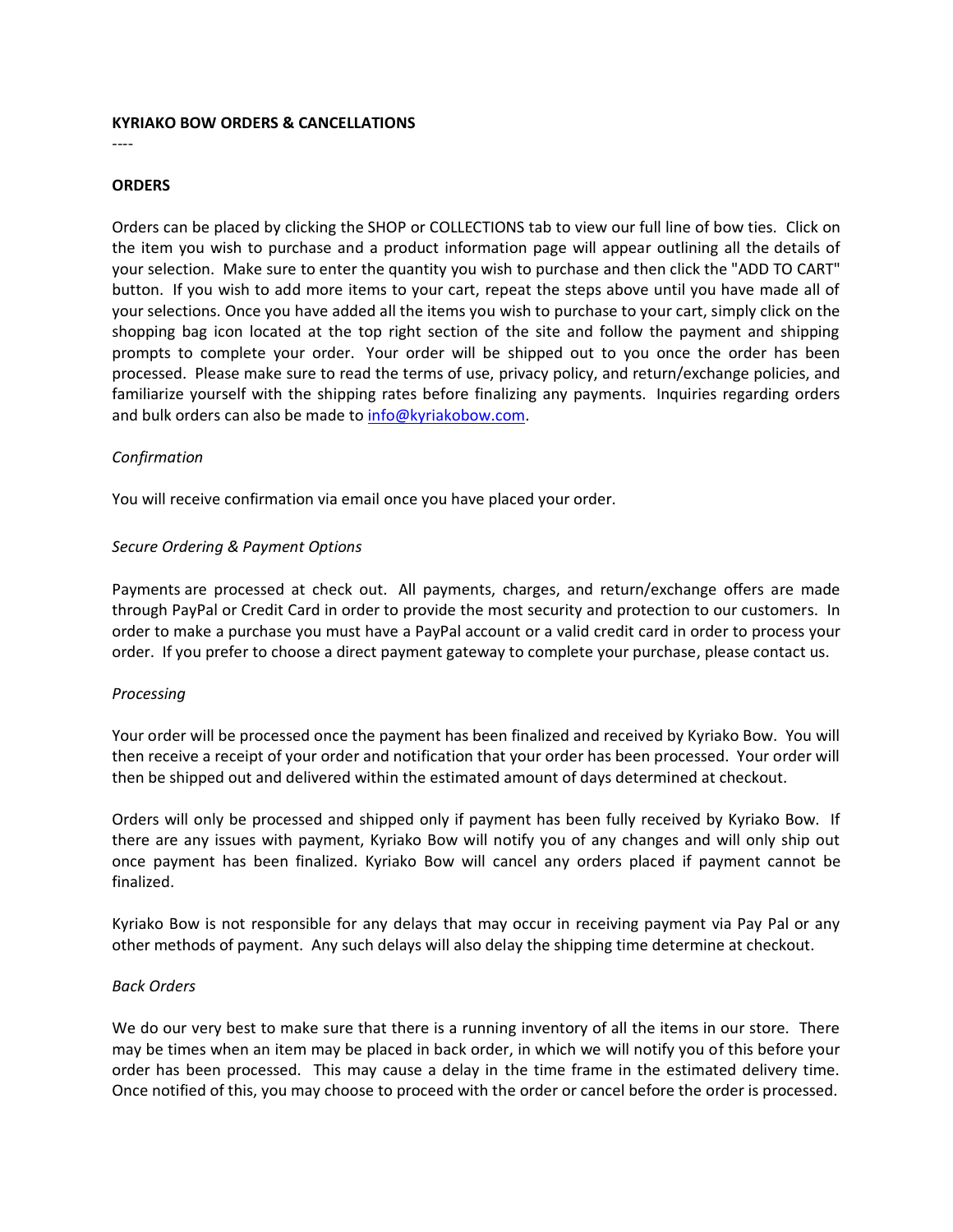**KYRIAKO BOW ORDERS & CANCELLATIONS**

----

**ORDERS**

Orders can be placed by clicking the SHOP or COLLECTIONS tab to view our full line of bow ties. Click on the item you wish to purchase and a product information page will appear outlining all the details of your selection. Make sure to enter the quantity you wish to purchase and then click the "ADD TO CART" button. If you wish to add more items to your cart, repeat the steps above until you have made all of your selections. Once you have added all the items you wish to purchase to your cart, simply click on the shopping bag icon located at the top right section of the site and follow the payment and shipping prompts to complete your order. Your order will be shipped out to you once the order has been processed. Please make sure to read the terms of use, privacy policy, and return/exchange policies, and familiarize yourself with the shipping rates before finalizing any payments. Inquiries regarding orders and bulk orders can also be made to [info@kyriakobow.com](mailto:info@kyriakobow.com).

*Confirmation*

You will receive confirmation via email once you have placed your order.

*Secure Ordering & Payment Options*

Payments are processed at check out. All payments, charges, and return/exchange offers are made through PayPal or Credit Card in order to provide the most security and protection to our customers. In order to make a purchase you must have a PayPal account or a valid credit card in order to process your order. If you prefer to choose a direct payment gateway to complete your purchase, please contact us.

*Processing*

Your order will be processed once the payment has been finalized and received by Kyriako Bow. You will then receive a receipt of your order and notification that your order has been processed. Your order will then be shipped out and delivered within the estimated amount of days determined at checkout.

Orders will only be processed and shipped only if payment has been fully received by Kyriako Bow. If there are any issues with payment, Kyriako Bow will notify you of any changes and will only ship out once payment has been finalized. Kyriako Bow will cancel any orders placed if payment cannot be finalized.

Kyriako Bow is not responsible for any delays that may occur in receiving payment via Pay Pal or any other methods of payment. Any such delays will also delay the shipping time determine at checkout.

*Back Orders*

We do our very best to make sure that there is a running inventory of all the items in our store. There may be times when an item may be placed in back order, in which we will notify you of this before your order has been processed. This may cause a delay in the time frame in the estimated delivery time. Once notified of this, you may choose to proceed with the order or cancel before the order is processed.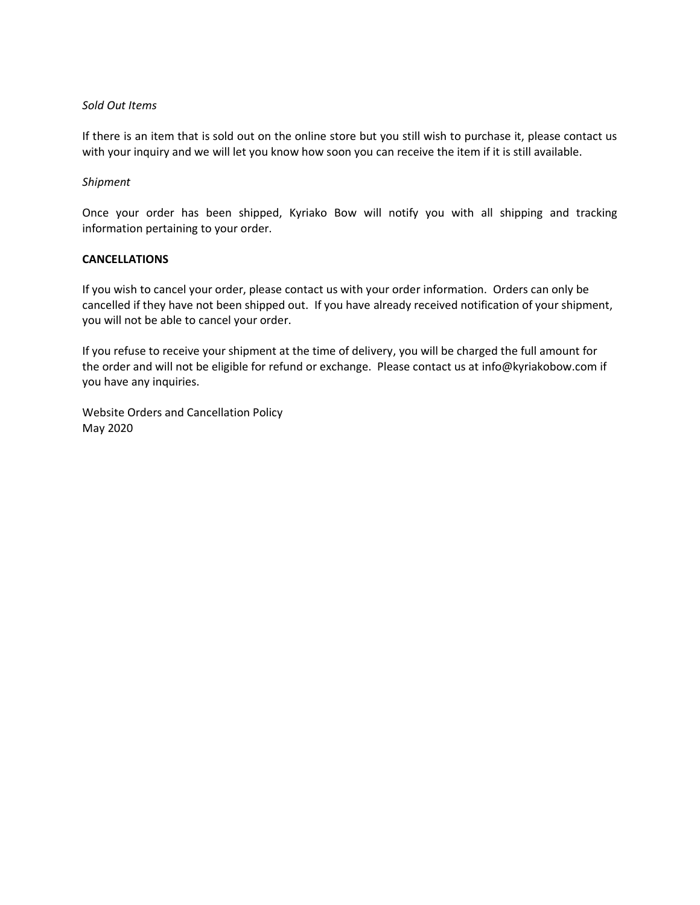*Sold Out Items*

If there is an item that is sold out on the online store but you still wish to purchase it, please contact us with your inquiry and we will let you know how soon you can receive the item if it is still available.

*Shipment*

Once your order has been shipped, Kyriako Bow will notify you with all shipping and tracking information pertaining to your order.

**CANCELLATIONS**

If you wish to cancel your order, please contact us with your order information. Orders can only be cancelled if they have not been shipped out. If you have already received notification of your shipment, you will not be able to cancel your order.

If you refuse to receive your shipment at the time of delivery, you will be charged the full amount for the order and will not be eligible for refund or exchange. Please contact us at info@kyriakobow.com if you have any inquiries.

Website Orders and Cancellation Policy
May 2020